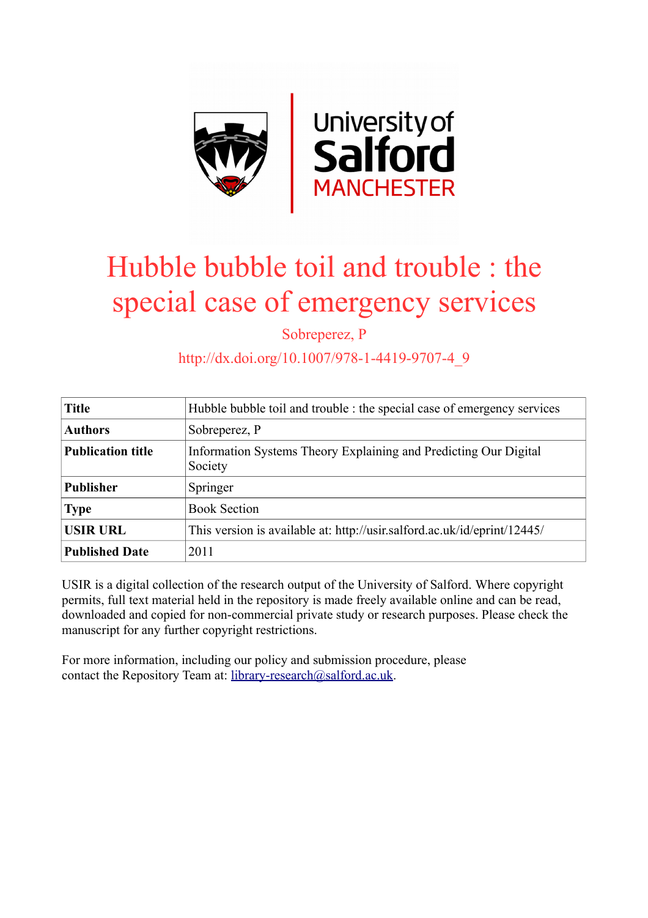# Hubble bubble toil and trouble : the special case of emergency services

Sobreperez, P

http://dx.doi.org/10.1007/978-1-4419-9707-4_9

| | |
|---|---|
| **Title** | Hubble bubble toil and trouble : the special case of emergency services |
| **Authors** | Sobreperez, P |
| **Publication title** | Information Systems Theory Explaining and Predicting Our Digital Society |
| **Publisher** | Springer |
| **Type** | Book Section |
| **USIR URL** | This version is available at: http://usir.salford.ac.uk/id/eprint/12445/ |
| **Published Date** | 2011 |

USIR is a digital collection of the research output of the University of Salford. Where copyright permits, full text material held in the repository is made freely available online and can be read, downloaded and copied for non-commercial private study or research purposes. Please check the manuscript for any further copyright restrictions.

For more information, including our policy and submission procedure, please contact the Repository Team at: library-research@salford.ac.uk.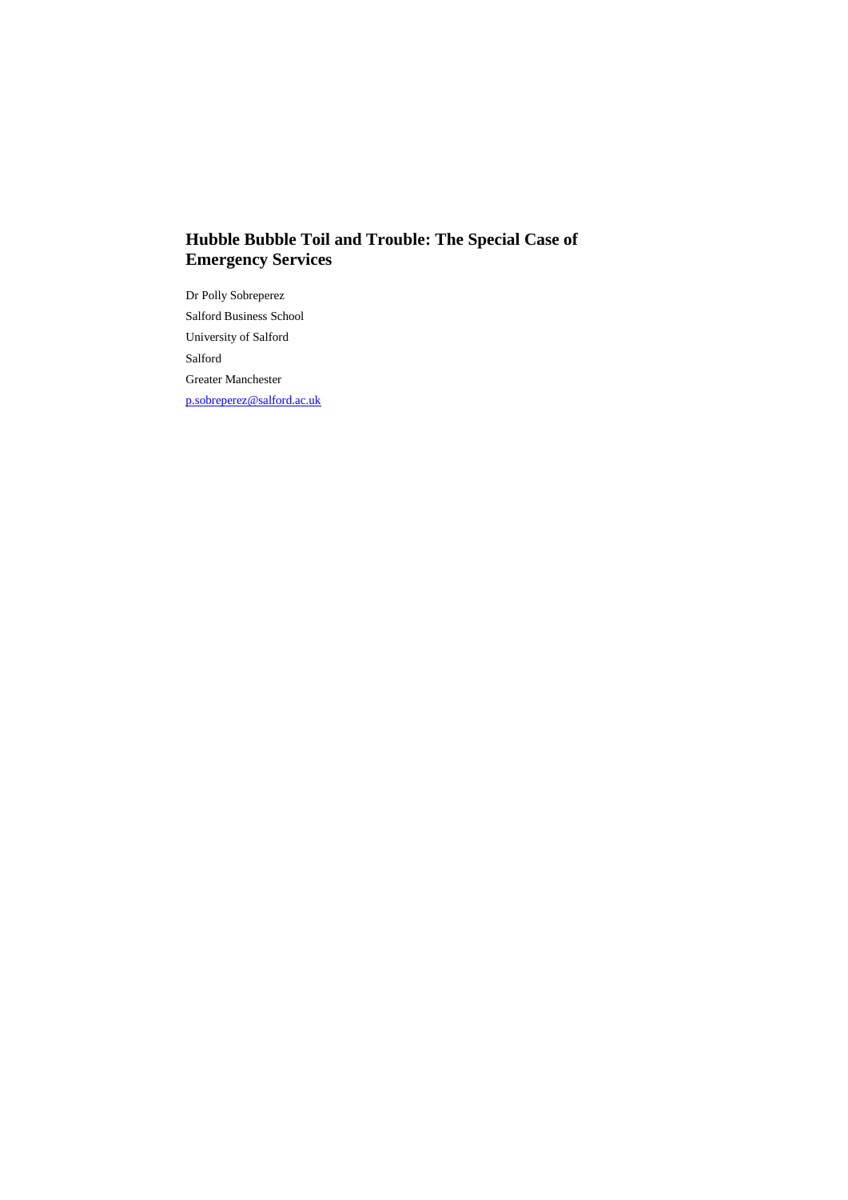# Hubble Bubble Toil and Trouble: The Special Case of Emergency Services

Dr Polly Sobreperez

Salford Business School

University of Salford

Salford

Greater Manchester

p.sobreperez@salford.ac.uk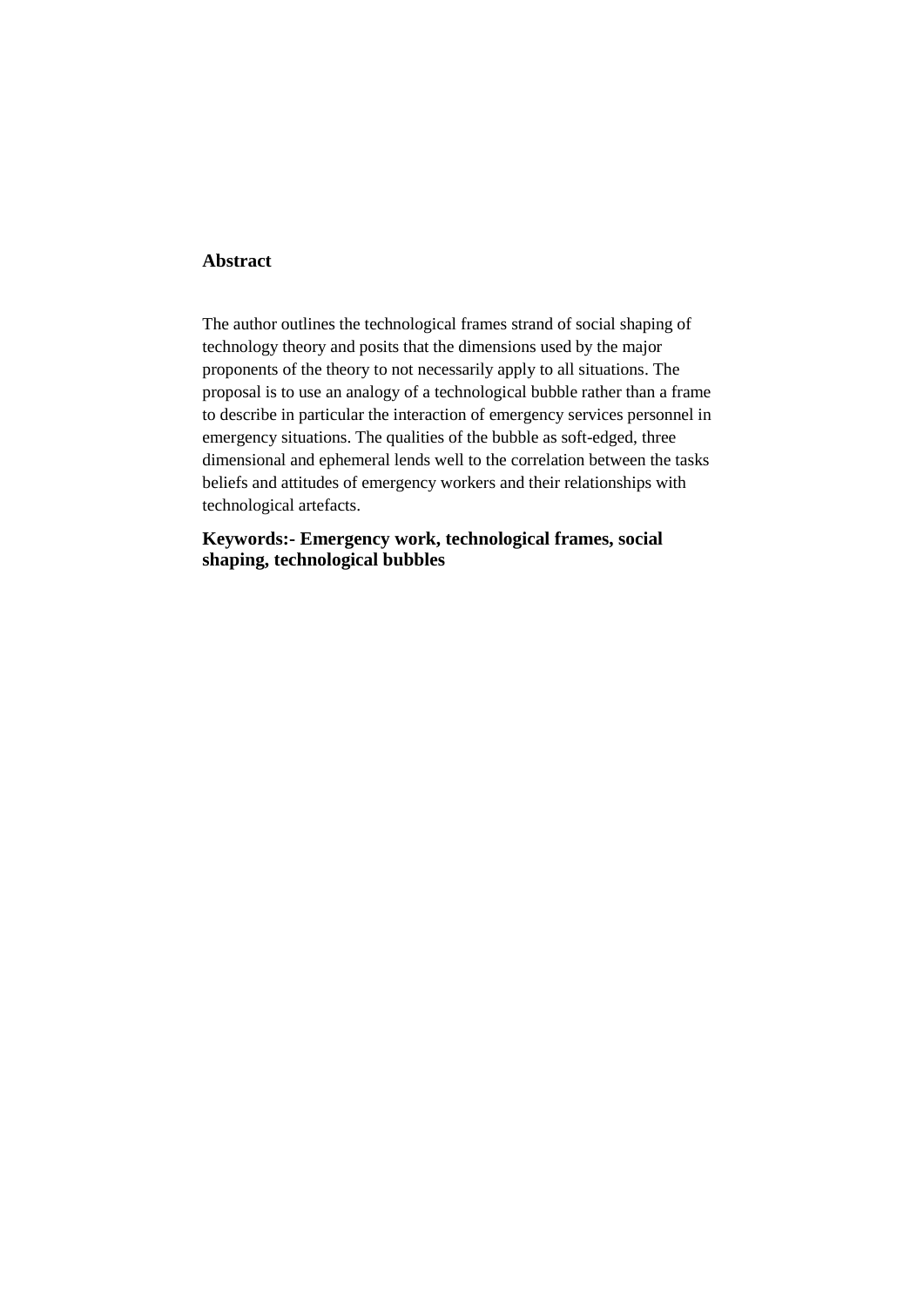**Abstract**

The author outlines the technological frames strand of social shaping of technology theory and posits that the dimensions used by the major proponents of the theory to not necessarily apply to all situations. The proposal is to use an analogy of a technological bubble rather than a frame to describe in particular the interaction of emergency services personnel in emergency situations. The qualities of the bubble as soft-edged, three dimensional and ephemeral lends well to the correlation between the tasks beliefs and attitudes of emergency workers and their relationships with technological artefacts.

**Keywords:- Emergency work, technological frames, social shaping, technological bubbles**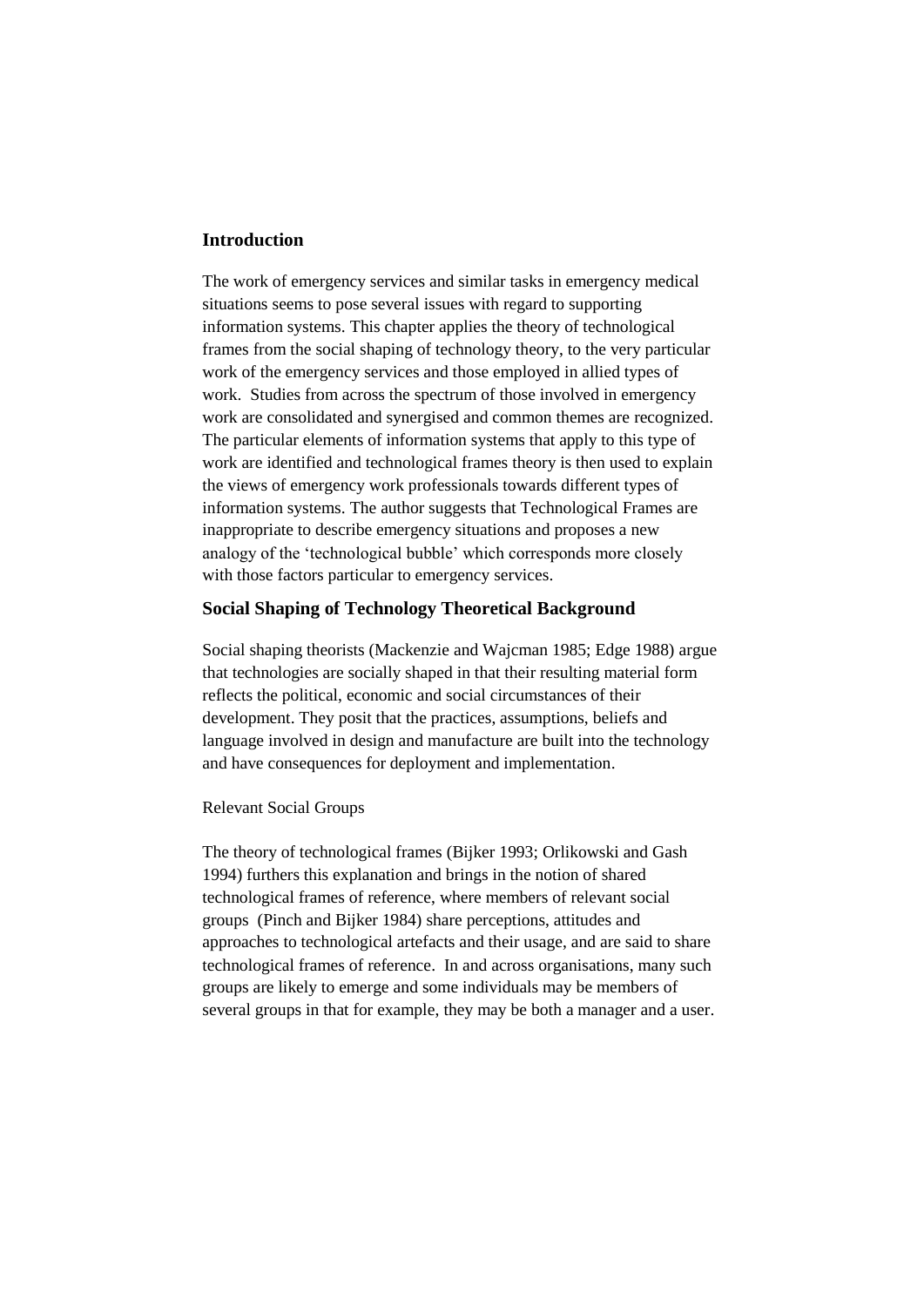## Introduction

The work of emergency services and similar tasks in emergency medical situations seems to pose several issues with regard to supporting information systems. This chapter applies the theory of technological frames from the social shaping of technology theory, to the very particular work of the emergency services and those employed in allied types of work. Studies from across the spectrum of those involved in emergency work are consolidated and synergised and common themes are recognized. The particular elements of information systems that apply to this type of work are identified and technological frames theory is then used to explain the views of emergency work professionals towards different types of information systems. The author suggests that Technological Frames are inappropriate to describe emergency situations and proposes a new analogy of the 'technological bubble' which corresponds more closely with those factors particular to emergency services.

## Social Shaping of Technology Theoretical Background

Social shaping theorists (Mackenzie and Wajcman 1985; Edge 1988) argue that technologies are socially shaped in that their resulting material form reflects the political, economic and social circumstances of their development. They posit that the practices, assumptions, beliefs and language involved in design and manufacture are built into the technology and have consequences for deployment and implementation.

### Relevant Social Groups

The theory of technological frames (Bijker 1993; Orlikowski and Gash 1994) furthers this explanation and brings in the notion of shared technological frames of reference, where members of relevant social groups (Pinch and Bijker 1984) share perceptions, attitudes and approaches to technological artefacts and their usage, and are said to share technological frames of reference. In and across organisations, many such groups are likely to emerge and some individuals may be members of several groups in that for example, they may be both a manager and a user.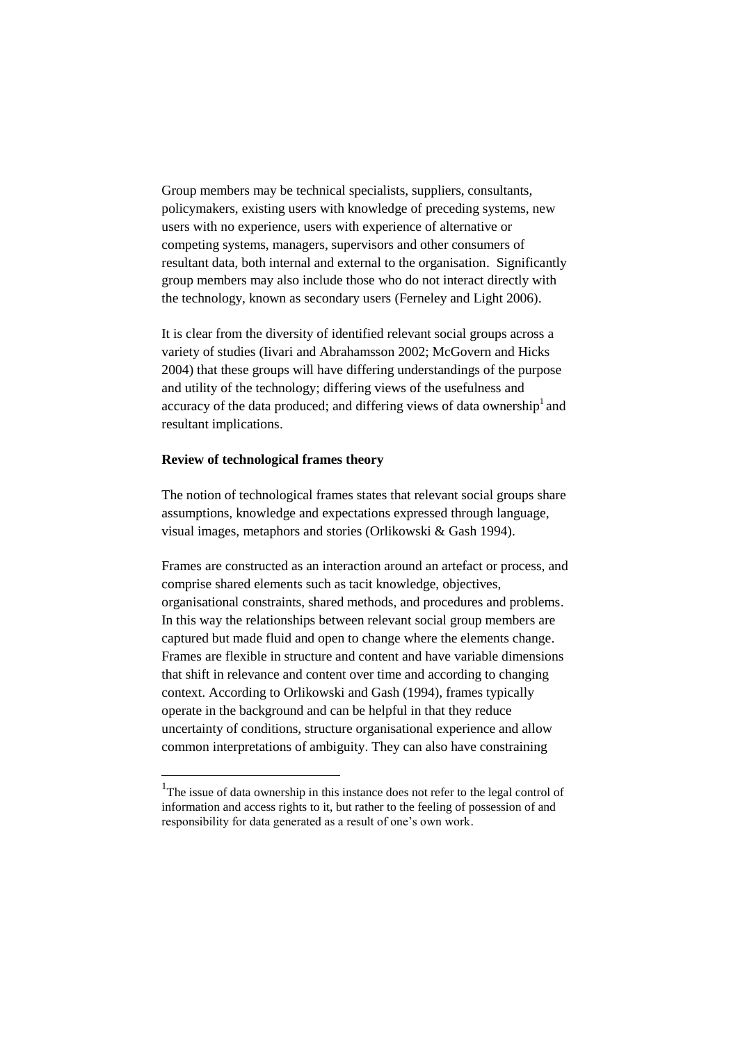Group members may be technical specialists, suppliers, consultants, policymakers, existing users with knowledge of preceding systems, new users with no experience, users with experience of alternative or competing systems, managers, supervisors and other consumers of resultant data, both internal and external to the organisation. Significantly group members may also include those who do not interact directly with the technology, known as secondary users (Ferneley and Light 2006).

It is clear from the diversity of identified relevant social groups across a variety of studies (Iivari and Abrahamsson 2002; McGovern and Hicks 2004) that these groups will have differing understandings of the purpose and utility of the technology; differing views of the usefulness and accuracy of the data produced; and differing views of data ownership[1] and resultant implications.

**Review of technological frames theory**

The notion of technological frames states that relevant social groups share assumptions, knowledge and expectations expressed through language, visual images, metaphors and stories (Orlikowski & Gash 1994).

Frames are constructed as an interaction around an artefact or process, and comprise shared elements such as tacit knowledge, objectives, organisational constraints, shared methods, and procedures and problems. In this way the relationships between relevant social group members are captured but made fluid and open to change where the elements change. Frames are flexible in structure and content and have variable dimensions that shift in relevance and content over time and according to changing context. According to Orlikowski and Gash (1994), frames typically operate in the background and can be helpful in that they reduce uncertainty of conditions, structure organisational experience and allow common interpretations of ambiguity. They can also have constraining

---

[1] The issue of data ownership in this instance does not refer to the legal control of information and access rights to it, but rather to the feeling of possession of and responsibility for data generated as a result of one's own work.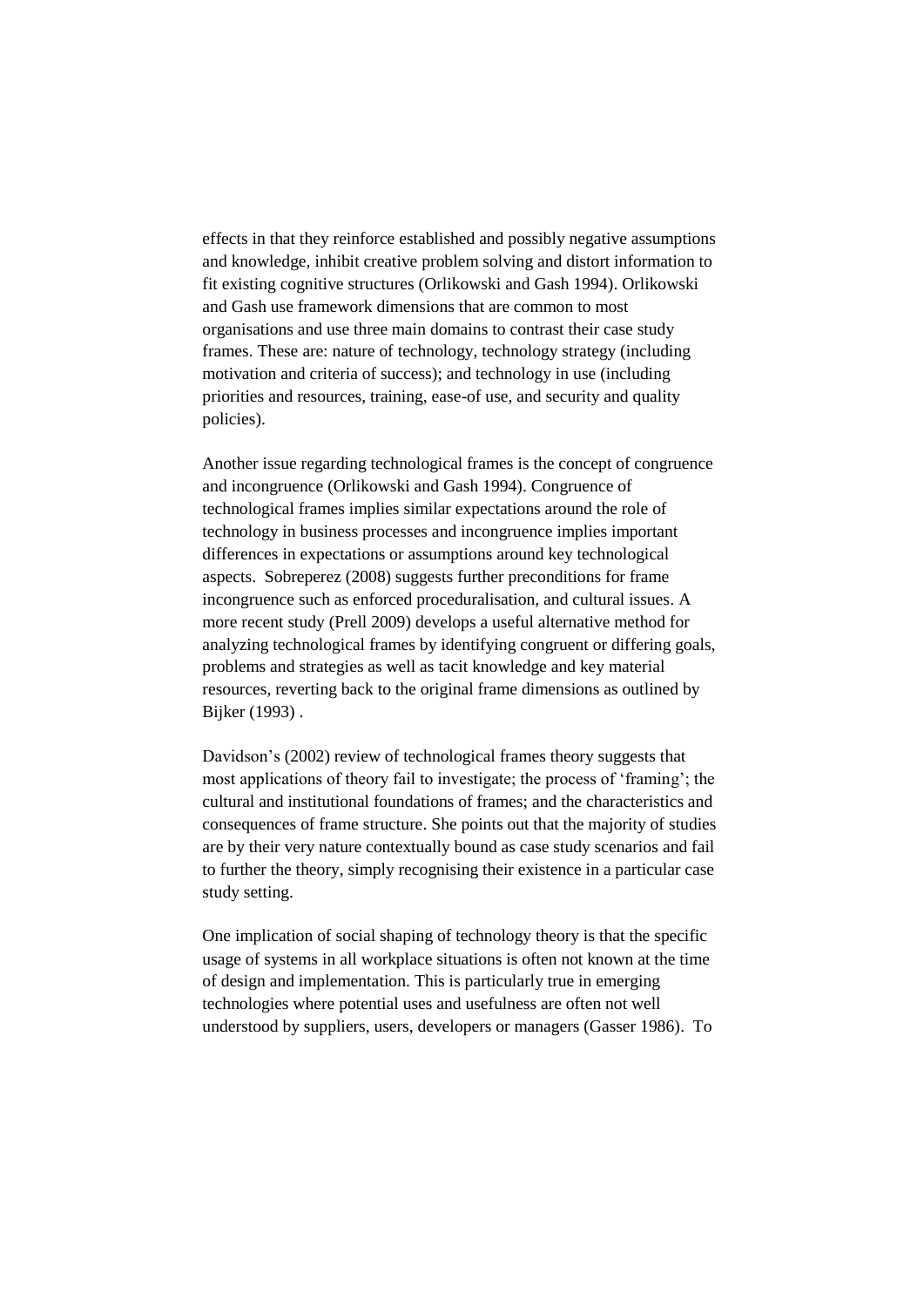effects in that they reinforce established and possibly negative assumptions and knowledge, inhibit creative problem solving and distort information to fit existing cognitive structures (Orlikowski and Gash 1994). Orlikowski and Gash use framework dimensions that are common to most organisations and use three main domains to contrast their case study frames. These are: nature of technology, technology strategy (including motivation and criteria of success); and technology in use (including priorities and resources, training, ease-of use, and security and quality policies).

Another issue regarding technological frames is the concept of congruence and incongruence (Orlikowski and Gash 1994). Congruence of technological frames implies similar expectations around the role of technology in business processes and incongruence implies important differences in expectations or assumptions around key technological aspects. Sobreperez (2008) suggests further preconditions for frame incongruence such as enforced proceduralisation, and cultural issues. A more recent study (Prell 2009) develops a useful alternative method for analyzing technological frames by identifying congruent or differing goals, problems and strategies as well as tacit knowledge and key material resources, reverting back to the original frame dimensions as outlined by Bijker (1993) .

Davidson's (2002) review of technological frames theory suggests that most applications of theory fail to investigate; the process of 'framing'; the cultural and institutional foundations of frames; and the characteristics and consequences of frame structure. She points out that the majority of studies are by their very nature contextually bound as case study scenarios and fail to further the theory, simply recognising their existence in a particular case study setting.

One implication of social shaping of technology theory is that the specific usage of systems in all workplace situations is often not known at the time of design and implementation. This is particularly true in emerging technologies where potential uses and usefulness are often not well understood by suppliers, users, developers or managers (Gasser 1986). To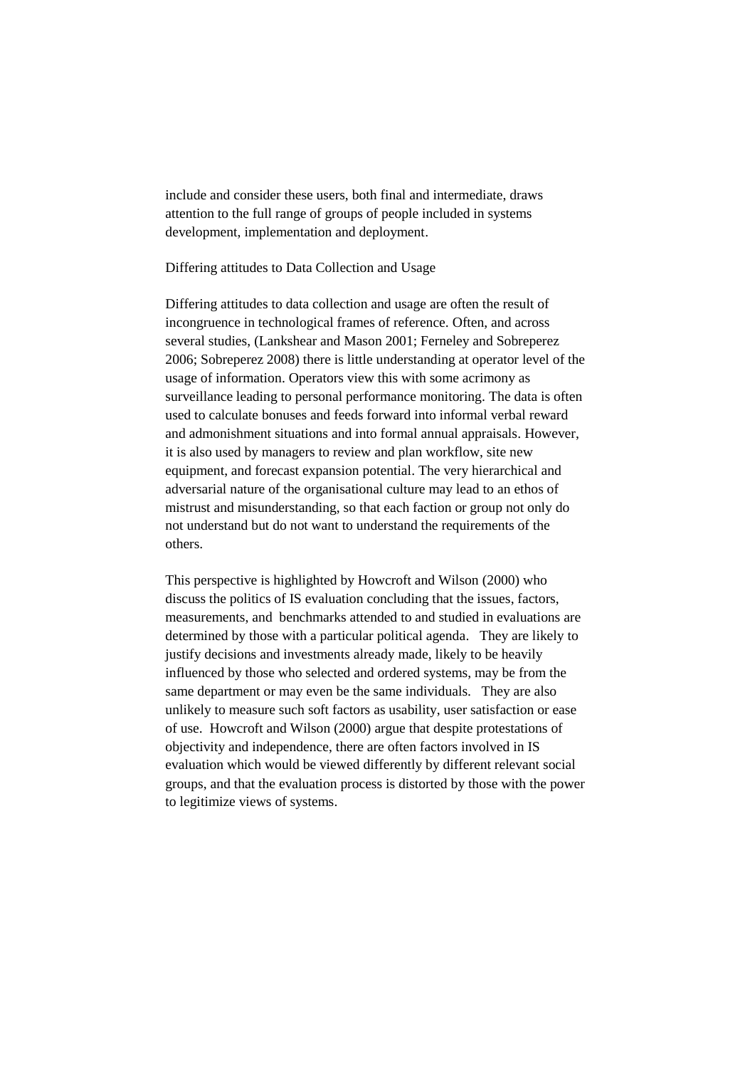include and consider these users, both final and intermediate, draws attention to the full range of groups of people included in systems development, implementation and deployment.

## Differing attitudes to Data Collection and Usage

Differing attitudes to data collection and usage are often the result of incongruence in technological frames of reference. Often, and across several studies, (Lankshear and Mason 2001; Ferneley and Sobreperez 2006; Sobreperez 2008) there is little understanding at operator level of the usage of information. Operators view this with some acrimony as surveillance leading to personal performance monitoring. The data is often used to calculate bonuses and feeds forward into informal verbal reward and admonishment situations and into formal annual appraisals. However, it is also used by managers to review and plan workflow, site new equipment, and forecast expansion potential. The very hierarchical and adversarial nature of the organisational culture may lead to an ethos of mistrust and misunderstanding, so that each faction or group not only do not understand but do not want to understand the requirements of the others.

This perspective is highlighted by Howcroft and Wilson (2000) who discuss the politics of IS evaluation concluding that the issues, factors, measurements, and benchmarks attended to and studied in evaluations are determined by those with a particular political agenda. They are likely to justify decisions and investments already made, likely to be heavily influenced by those who selected and ordered systems, may be from the same department or may even be the same individuals. They are also unlikely to measure such soft factors as usability, user satisfaction or ease of use. Howcroft and Wilson (2000) argue that despite protestations of objectivity and independence, there are often factors involved in IS evaluation which would be viewed differently by different relevant social groups, and that the evaluation process is distorted by those with the power to legitimize views of systems.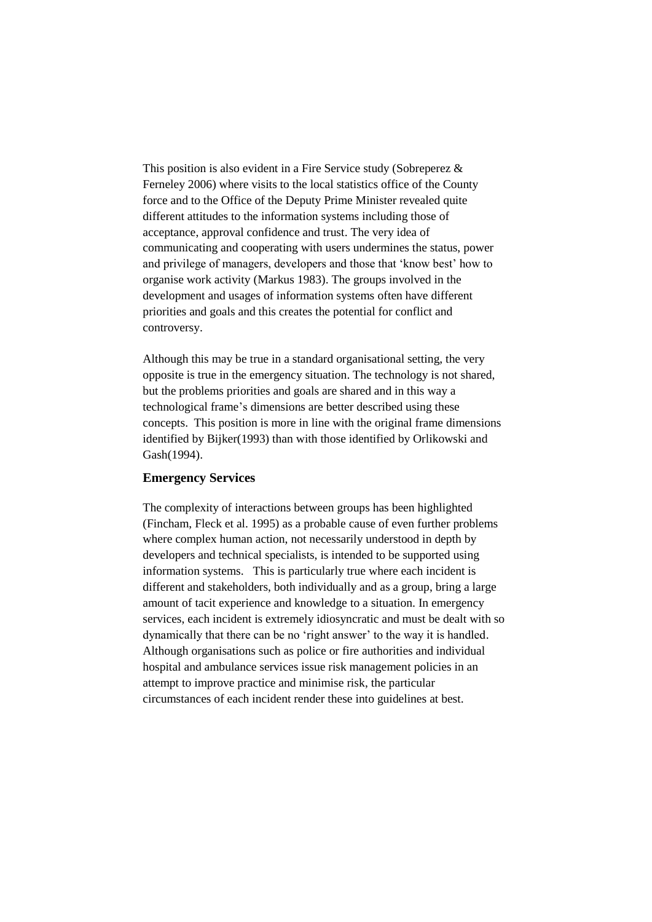This position is also evident in a Fire Service study (Sobreperez & Ferneley 2006) where visits to the local statistics office of the County force and to the Office of the Deputy Prime Minister revealed quite different attitudes to the information systems including those of acceptance, approval confidence and trust. The very idea of communicating and cooperating with users undermines the status, power and privilege of managers, developers and those that 'know best' how to organise work activity (Markus 1983). The groups involved in the development and usages of information systems often have different priorities and goals and this creates the potential for conflict and controversy.

Although this may be true in a standard organisational setting, the very opposite is true in the emergency situation. The technology is not shared, but the problems priorities and goals are shared and in this way a technological frame's dimensions are better described using these concepts. This position is more in line with the original frame dimensions identified by Bijker(1993) than with those identified by Orlikowski and Gash(1994).

### Emergency Services

The complexity of interactions between groups has been highlighted (Fincham, Fleck et al. 1995) as a probable cause of even further problems where complex human action, not necessarily understood in depth by developers and technical specialists, is intended to be supported using information systems. This is particularly true where each incident is different and stakeholders, both individually and as a group, bring a large amount of tacit experience and knowledge to a situation. In emergency services, each incident is extremely idiosyncratic and must be dealt with so dynamically that there can be no 'right answer' to the way it is handled. Although organisations such as police or fire authorities and individual hospital and ambulance services issue risk management policies in an attempt to improve practice and minimise risk, the particular circumstances of each incident render these into guidelines at best.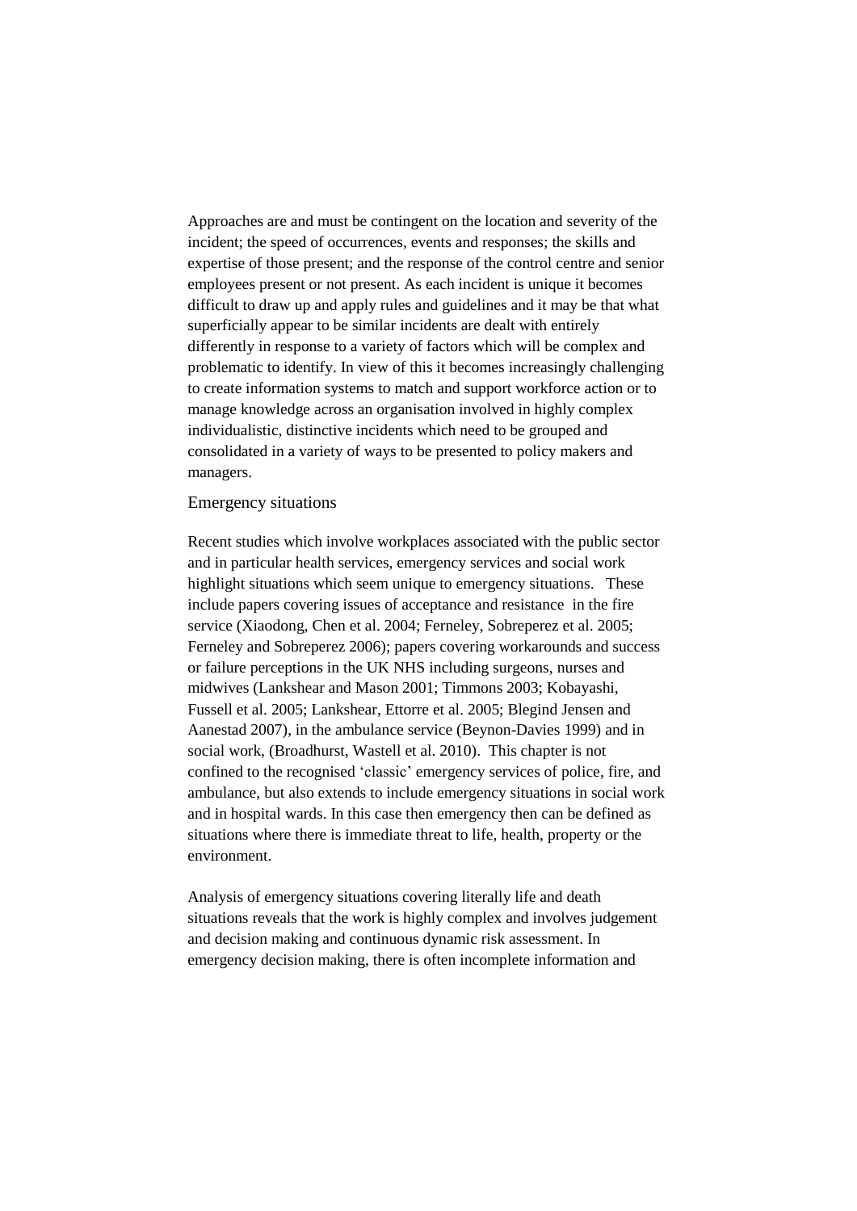Approaches are and must be contingent on the location and severity of the incident; the speed of occurrences, events and responses; the skills and expertise of those present; and the response of the control centre and senior employees present or not present. As each incident is unique it becomes difficult to draw up and apply rules and guidelines and it may be that what superficially appear to be similar incidents are dealt with entirely differently in response to a variety of factors which will be complex and problematic to identify. In view of this it becomes increasingly challenging to create information systems to match and support workforce action or to manage knowledge across an organisation involved in highly complex individualistic, distinctive incidents which need to be grouped and consolidated in a variety of ways to be presented to policy makers and managers.

## Emergency situations

Recent studies which involve workplaces associated with the public sector and in particular health services, emergency services and social work highlight situations which seem unique to emergency situations. These include papers covering issues of acceptance and resistance in the fire service (Xiaodong, Chen et al. 2004; Ferneley, Sobreperez et al. 2005; Ferneley and Sobreperez 2006); papers covering workarounds and success or failure perceptions in the UK NHS including surgeons, nurses and midwives (Lankshear and Mason 2001; Timmons 2003; Kobayashi, Fussell et al. 2005; Lankshear, Ettorre et al. 2005; Blegind Jensen and Aanestad 2007), in the ambulance service (Beynon-Davies 1999) and in social work, (Broadhurst, Wastell et al. 2010). This chapter is not confined to the recognised 'classic' emergency services of police, fire, and ambulance, but also extends to include emergency situations in social work and in hospital wards. In this case then emergency then can be defined as situations where there is immediate threat to life, health, property or the environment.

Analysis of emergency situations covering literally life and death situations reveals that the work is highly complex and involves judgement and decision making and continuous dynamic risk assessment. In emergency decision making, there is often incomplete information and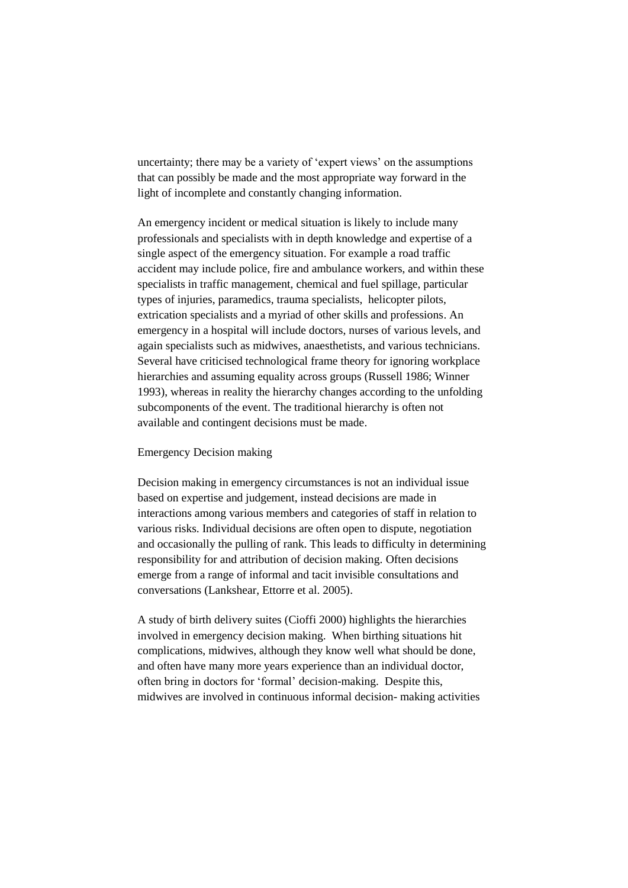uncertainty; there may be a variety of 'expert views' on the assumptions that can possibly be made and the most appropriate way forward in the light of incomplete and constantly changing information.

An emergency incident or medical situation is likely to include many professionals and specialists with in depth knowledge and expertise of a single aspect of the emergency situation. For example a road traffic accident may include police, fire and ambulance workers, and within these specialists in traffic management, chemical and fuel spillage, particular types of injuries, paramedics, trauma specialists, helicopter pilots, extrication specialists and a myriad of other skills and professions. An emergency in a hospital will include doctors, nurses of various levels, and again specialists such as midwives, anaesthetists, and various technicians. Several have criticised technological frame theory for ignoring workplace hierarchies and assuming equality across groups (Russell 1986; Winner 1993), whereas in reality the hierarchy changes according to the unfolding subcomponents of the event. The traditional hierarchy is often not available and contingent decisions must be made.

## Emergency Decision making

Decision making in emergency circumstances is not an individual issue based on expertise and judgement, instead decisions are made in interactions among various members and categories of staff in relation to various risks. Individual decisions are often open to dispute, negotiation and occasionally the pulling of rank. This leads to difficulty in determining responsibility for and attribution of decision making. Often decisions emerge from a range of informal and tacit invisible consultations and conversations (Lankshear, Ettorre et al. 2005).

A study of birth delivery suites (Cioffi 2000) highlights the hierarchies involved in emergency decision making. When birthing situations hit complications, midwives, although they know well what should be done, and often have many more years experience than an individual doctor, often bring in doctors for 'formal' decision-making. Despite this, midwives are involved in continuous informal decision- making activities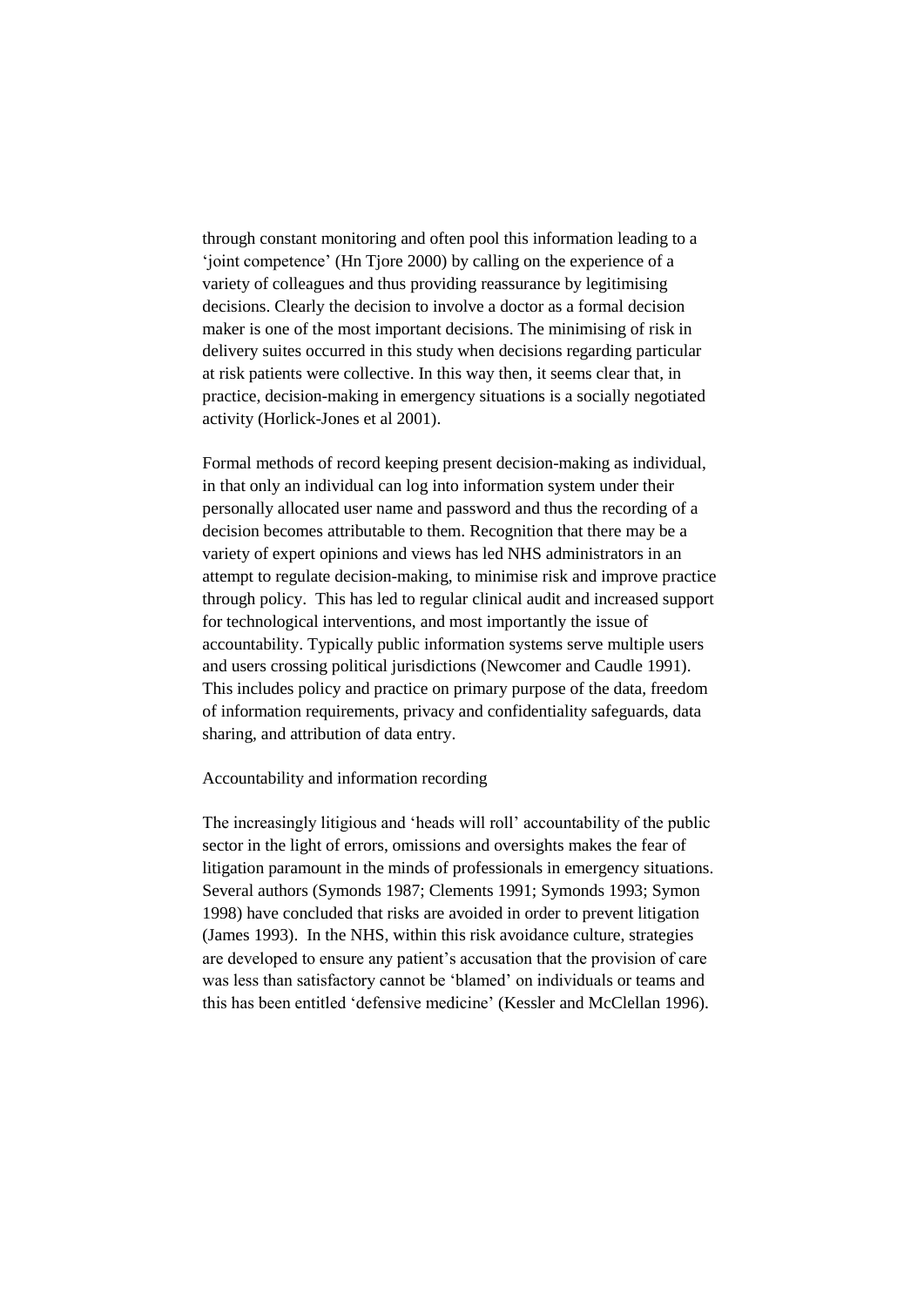through constant monitoring and often pool this information leading to a 'joint competence' (Hn Tjore 2000) by calling on the experience of a variety of colleagues and thus providing reassurance by legitimising decisions. Clearly the decision to involve a doctor as a formal decision maker is one of the most important decisions. The minimising of risk in delivery suites occurred in this study when decisions regarding particular at risk patients were collective. In this way then, it seems clear that, in practice, decision-making in emergency situations is a socially negotiated activity (Horlick-Jones et al 2001).

Formal methods of record keeping present decision-making as individual, in that only an individual can log into information system under their personally allocated user name and password and thus the recording of a decision becomes attributable to them. Recognition that there may be a variety of expert opinions and views has led NHS administrators in an attempt to regulate decision-making, to minimise risk and improve practice through policy. This has led to regular clinical audit and increased support for technological interventions, and most importantly the issue of accountability. Typically public information systems serve multiple users and users crossing political jurisdictions (Newcomer and Caudle 1991). This includes policy and practice on primary purpose of the data, freedom of information requirements, privacy and confidentiality safeguards, data sharing, and attribution of data entry.

## Accountability and information recording

The increasingly litigious and 'heads will roll' accountability of the public sector in the light of errors, omissions and oversights makes the fear of litigation paramount in the minds of professionals in emergency situations. Several authors (Symonds 1987; Clements 1991; Symonds 1993; Symon 1998) have concluded that risks are avoided in order to prevent litigation (James 1993). In the NHS, within this risk avoidance culture, strategies are developed to ensure any patient's accusation that the provision of care was less than satisfactory cannot be 'blamed' on individuals or teams and this has been entitled 'defensive medicine' (Kessler and McClellan 1996).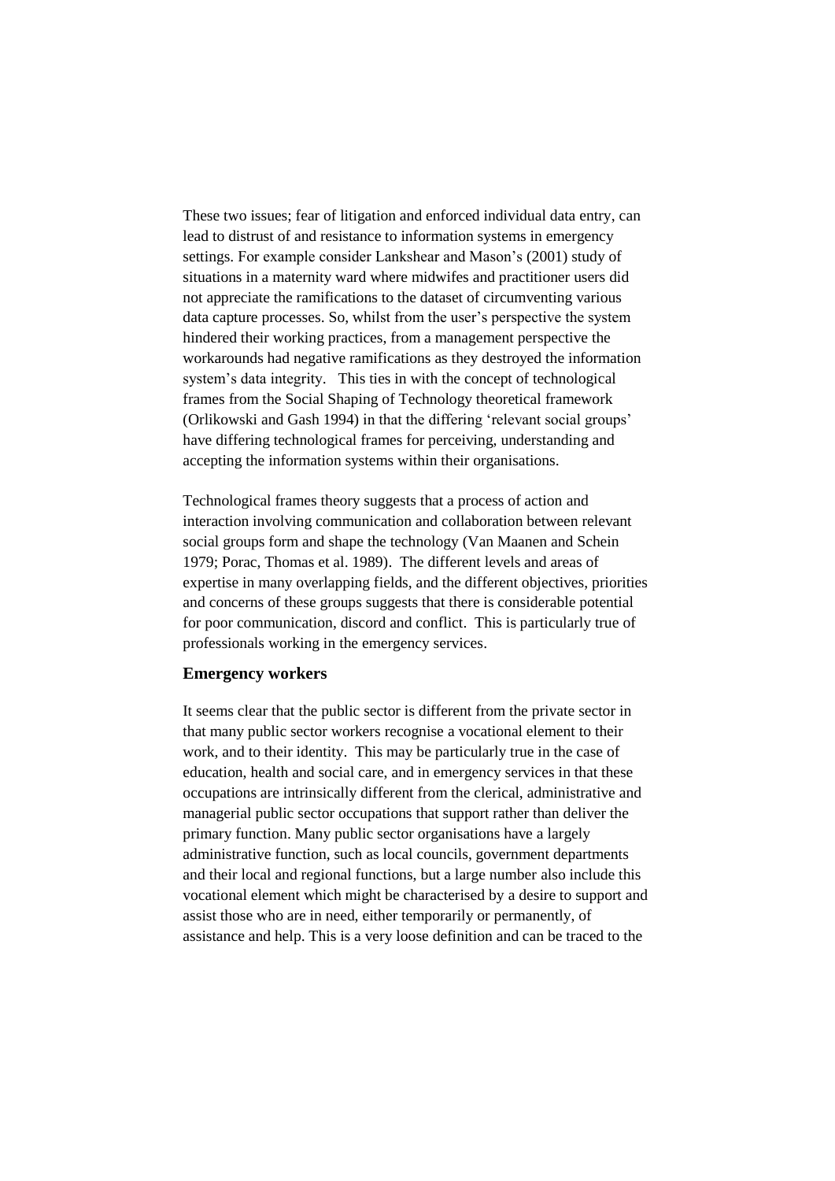These two issues; fear of litigation and enforced individual data entry, can lead to distrust of and resistance to information systems in emergency settings. For example consider Lankshear and Mason's (2001) study of situations in a maternity ward where midwifes and practitioner users did not appreciate the ramifications to the dataset of circumventing various data capture processes. So, whilst from the user's perspective the system hindered their working practices, from a management perspective the workarounds had negative ramifications as they destroyed the information system's data integrity. This ties in with the concept of technological frames from the Social Shaping of Technology theoretical framework (Orlikowski and Gash 1994) in that the differing 'relevant social groups' have differing technological frames for perceiving, understanding and accepting the information systems within their organisations.

Technological frames theory suggests that a process of action and interaction involving communication and collaboration between relevant social groups form and shape the technology (Van Maanen and Schein 1979; Porac, Thomas et al. 1989). The different levels and areas of expertise in many overlapping fields, and the different objectives, priorities and concerns of these groups suggests that there is considerable potential for poor communication, discord and conflict. This is particularly true of professionals working in the emergency services.

### Emergency workers

It seems clear that the public sector is different from the private sector in that many public sector workers recognise a vocational element to their work, and to their identity. This may be particularly true in the case of education, health and social care, and in emergency services in that these occupations are intrinsically different from the clerical, administrative and managerial public sector occupations that support rather than deliver the primary function. Many public sector organisations have a largely administrative function, such as local councils, government departments and their local and regional functions, but a large number also include this vocational element which might be characterised by a desire to support and assist those who are in need, either temporarily or permanently, of assistance and help. This is a very loose definition and can be traced to the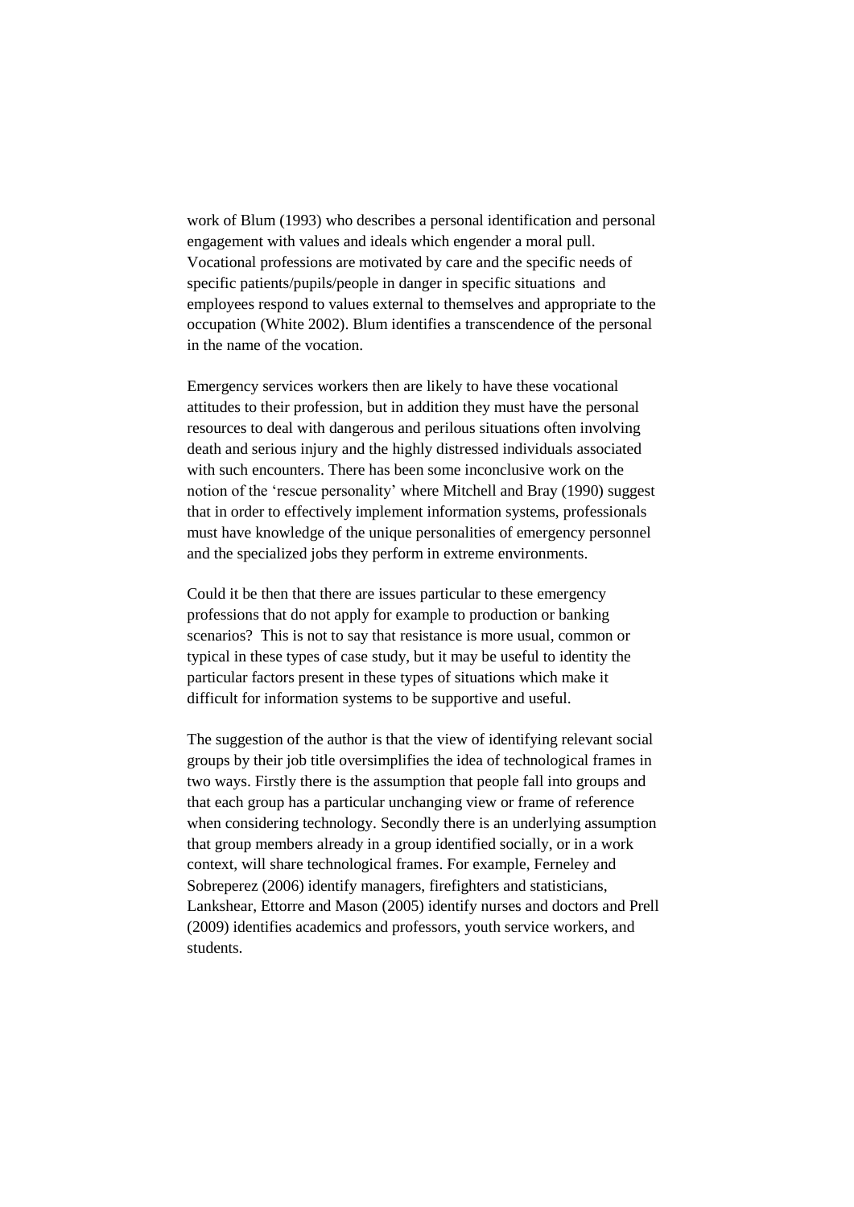work of Blum (1993) who describes a personal identification and personal engagement with values and ideals which engender a moral pull. Vocational professions are motivated by care and the specific needs of specific patients/pupils/people in danger in specific situations and employees respond to values external to themselves and appropriate to the occupation (White 2002). Blum identifies a transcendence of the personal in the name of the vocation.

Emergency services workers then are likely to have these vocational attitudes to their profession, but in addition they must have the personal resources to deal with dangerous and perilous situations often involving death and serious injury and the highly distressed individuals associated with such encounters. There has been some inconclusive work on the notion of the 'rescue personality' where Mitchell and Bray (1990) suggest that in order to effectively implement information systems, professionals must have knowledge of the unique personalities of emergency personnel and the specialized jobs they perform in extreme environments.

Could it be then that there are issues particular to these emergency professions that do not apply for example to production or banking scenarios? This is not to say that resistance is more usual, common or typical in these types of case study, but it may be useful to identity the particular factors present in these types of situations which make it difficult for information systems to be supportive and useful.

The suggestion of the author is that the view of identifying relevant social groups by their job title oversimplifies the idea of technological frames in two ways. Firstly there is the assumption that people fall into groups and that each group has a particular unchanging view or frame of reference when considering technology. Secondly there is an underlying assumption that group members already in a group identified socially, or in a work context, will share technological frames. For example, Ferneley and Sobreperez (2006) identify managers, firefighters and statisticians, Lankshear, Ettorre and Mason (2005) identify nurses and doctors and Prell (2009) identifies academics and professors, youth service workers, and students.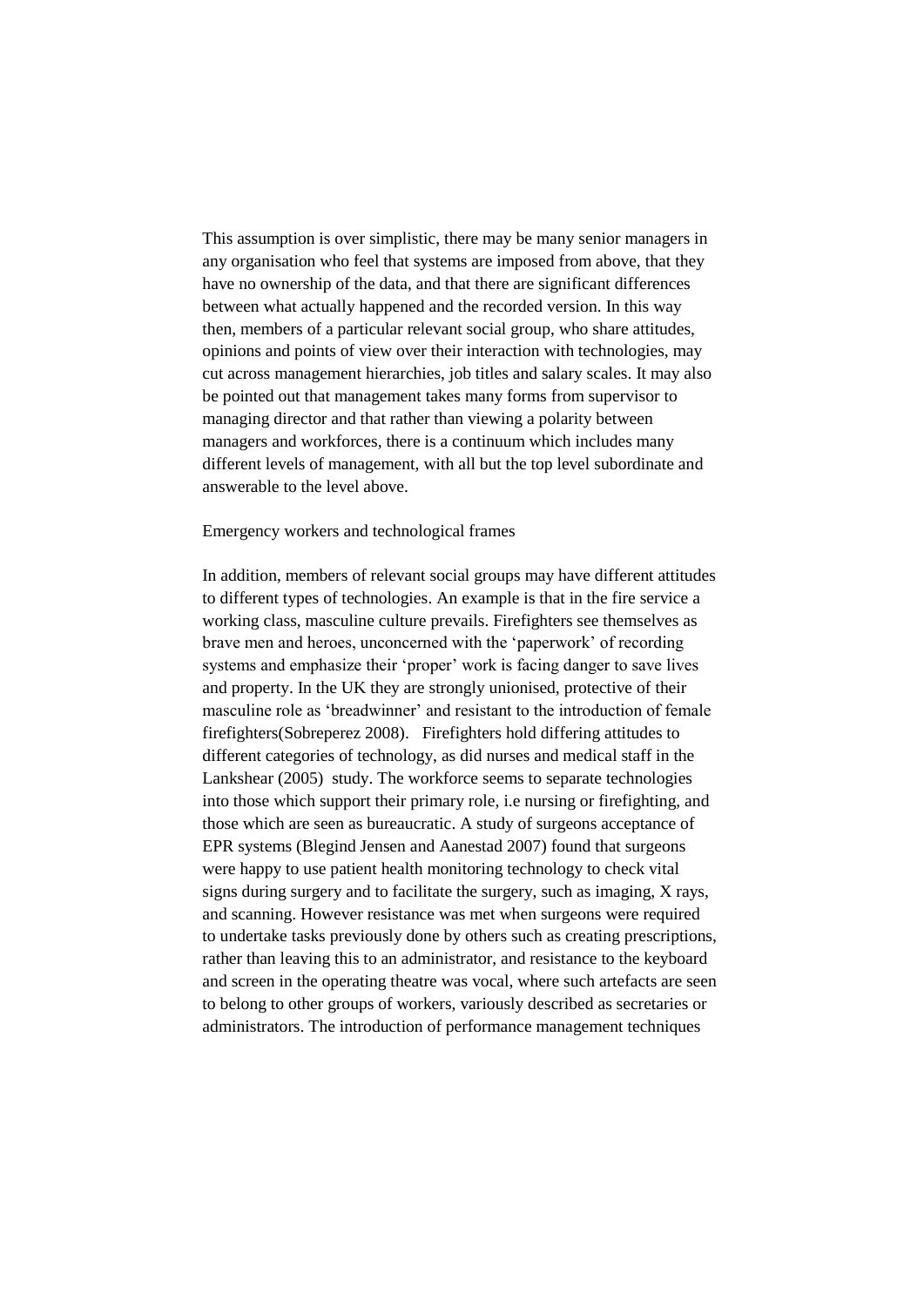This assumption is over simplistic, there may be many senior managers in any organisation who feel that systems are imposed from above, that they have no ownership of the data, and that there are significant differences between what actually happened and the recorded version. In this way then, members of a particular relevant social group, who share attitudes, opinions and points of view over their interaction with technologies, may cut across management hierarchies, job titles and salary scales. It may also be pointed out that management takes many forms from supervisor to managing director and that rather than viewing a polarity between managers and workforces, there is a continuum which includes many different levels of management, with all but the top level subordinate and answerable to the level above.

## Emergency workers and technological frames

In addition, members of relevant social groups may have different attitudes to different types of technologies. An example is that in the fire service a working class, masculine culture prevails. Firefighters see themselves as brave men and heroes, unconcerned with the 'paperwork' of recording systems and emphasize their 'proper' work is facing danger to save lives and property. In the UK they are strongly unionised, protective of their masculine role as 'breadwinner' and resistant to the introduction of female firefighters(Sobreperez 2008). Firefighters hold differing attitudes to different categories of technology, as did nurses and medical staff in the Lankshear (2005) study. The workforce seems to separate technologies into those which support their primary role, i.e nursing or firefighting, and those which are seen as bureaucratic. A study of surgeons acceptance of EPR systems (Blegind Jensen and Aanestad 2007) found that surgeons were happy to use patient health monitoring technology to check vital signs during surgery and to facilitate the surgery, such as imaging, X rays, and scanning. However resistance was met when surgeons were required to undertake tasks previously done by others such as creating prescriptions, rather than leaving this to an administrator, and resistance to the keyboard and screen in the operating theatre was vocal, where such artefacts are seen to belong to other groups of workers, variously described as secretaries or administrators. The introduction of performance management techniques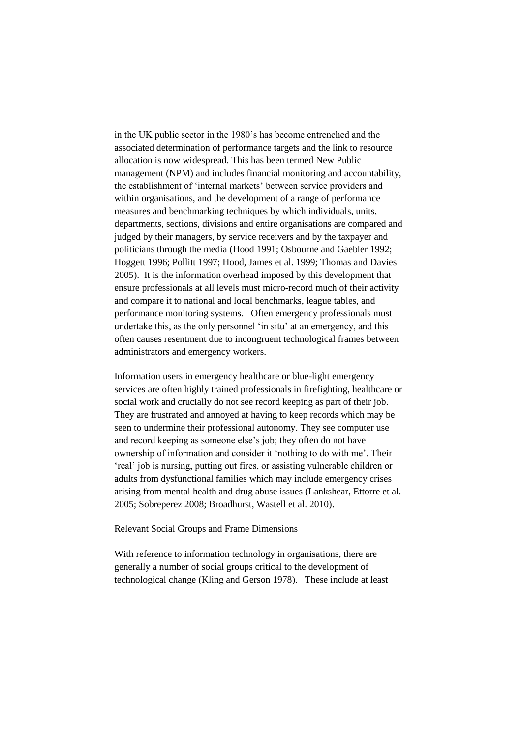in the UK public sector in the 1980's has become entrenched and the associated determination of performance targets and the link to resource allocation is now widespread. This has been termed New Public management (NPM) and includes financial monitoring and accountability, the establishment of 'internal markets' between service providers and within organisations, and the development of a range of performance measures and benchmarking techniques by which individuals, units, departments, sections, divisions and entire organisations are compared and judged by their managers, by service receivers and by the taxpayer and politicians through the media (Hood 1991; Osbourne and Gaebler 1992; Hoggett 1996; Pollitt 1997; Hood, James et al. 1999; Thomas and Davies 2005). It is the information overhead imposed by this development that ensure professionals at all levels must micro-record much of their activity and compare it to national and local benchmarks, league tables, and performance monitoring systems. Often emergency professionals must undertake this, as the only personnel 'in situ' at an emergency, and this often causes resentment due to incongruent technological frames between administrators and emergency workers.

Information users in emergency healthcare or blue-light emergency services are often highly trained professionals in firefighting, healthcare or social work and crucially do not see record keeping as part of their job. They are frustrated and annoyed at having to keep records which may be seen to undermine their professional autonomy. They see computer use and record keeping as someone else's job; they often do not have ownership of information and consider it 'nothing to do with me'. Their 'real' job is nursing, putting out fires, or assisting vulnerable children or adults from dysfunctional families which may include emergency crises arising from mental health and drug abuse issues (Lankshear, Ettorre et al. 2005; Sobreperez 2008; Broadhurst, Wastell et al. 2010).

## Relevant Social Groups and Frame Dimensions

With reference to information technology in organisations, there are generally a number of social groups critical to the development of technological change (Kling and Gerson 1978). These include at least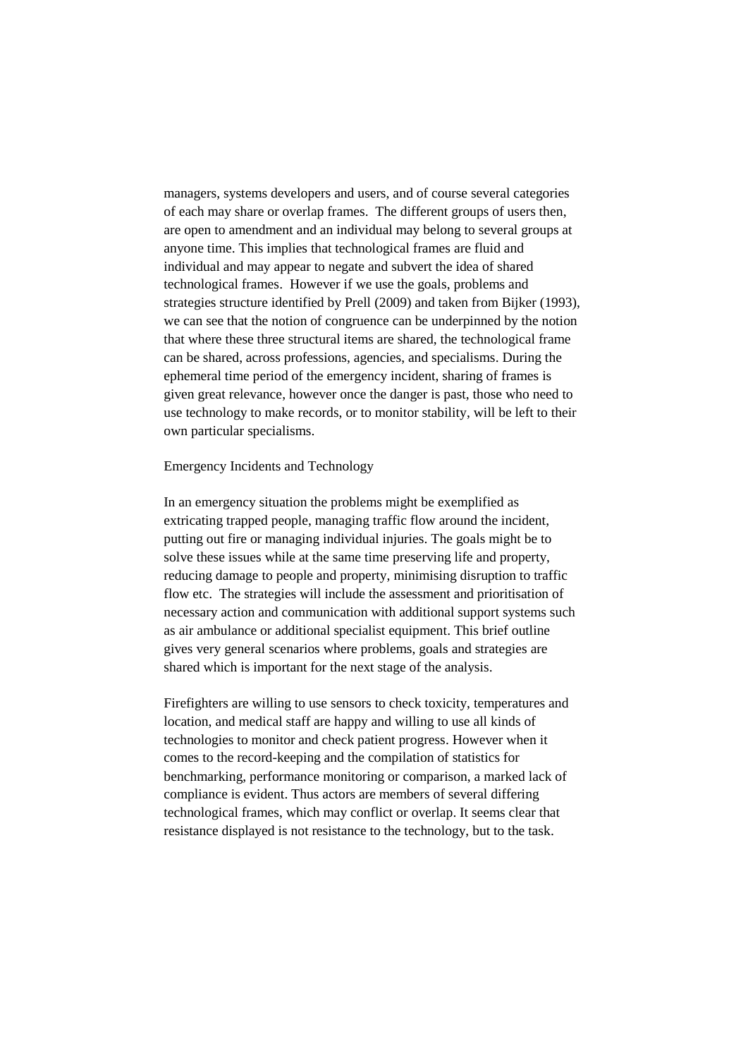managers, systems developers and users, and of course several categories of each may share or overlap frames. The different groups of users then, are open to amendment and an individual may belong to several groups at anyone time. This implies that technological frames are fluid and individual and may appear to negate and subvert the idea of shared technological frames. However if we use the goals, problems and strategies structure identified by Prell (2009) and taken from Bijker (1993), we can see that the notion of congruence can be underpinned by the notion that where these three structural items are shared, the technological frame can be shared, across professions, agencies, and specialisms. During the ephemeral time period of the emergency incident, sharing of frames is given great relevance, however once the danger is past, those who need to use technology to make records, or to monitor stability, will be left to their own particular specialisms.

## Emergency Incidents and Technology

In an emergency situation the problems might be exemplified as extricating trapped people, managing traffic flow around the incident, putting out fire or managing individual injuries. The goals might be to solve these issues while at the same time preserving life and property, reducing damage to people and property, minimising disruption to traffic flow etc. The strategies will include the assessment and prioritisation of necessary action and communication with additional support systems such as air ambulance or additional specialist equipment. This brief outline gives very general scenarios where problems, goals and strategies are shared which is important for the next stage of the analysis.

Firefighters are willing to use sensors to check toxicity, temperatures and location, and medical staff are happy and willing to use all kinds of technologies to monitor and check patient progress. However when it comes to the record-keeping and the compilation of statistics for benchmarking, performance monitoring or comparison, a marked lack of compliance is evident. Thus actors are members of several differing technological frames, which may conflict or overlap. It seems clear that resistance displayed is not resistance to the technology, but to the task.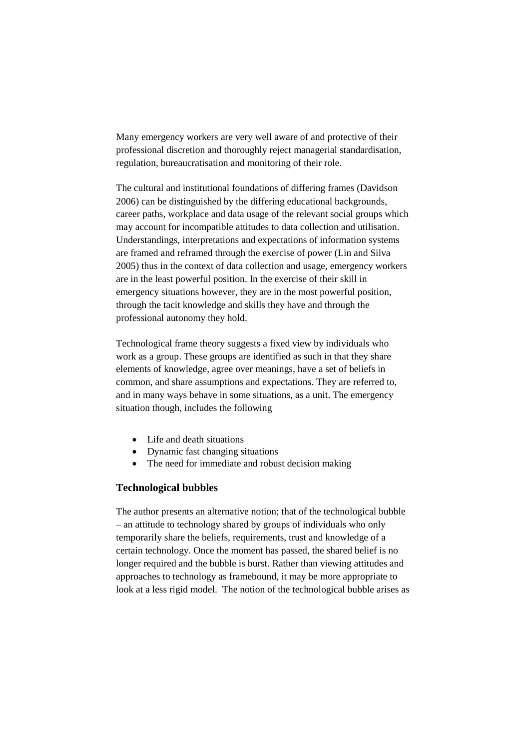Many emergency workers are very well aware of and protective of their professional discretion and thoroughly reject managerial standardisation, regulation, bureaucratisation and monitoring of their role.

The cultural and institutional foundations of differing frames (Davidson 2006) can be distinguished by the differing educational backgrounds, career paths, workplace and data usage of the relevant social groups which may account for incompatible attitudes to data collection and utilisation. Understandings, interpretations and expectations of information systems are framed and reframed through the exercise of power (Lin and Silva 2005) thus in the context of data collection and usage, emergency workers are in the least powerful position. In the exercise of their skill in emergency situations however, they are in the most powerful position, through the tacit knowledge and skills they have and through the professional autonomy they hold.

Technological frame theory suggests a fixed view by individuals who work as a group. These groups are identified as such in that they share elements of knowledge, agree over meanings, have a set of beliefs in common, and share assumptions and expectations. They are referred to, and in many ways behave in some situations, as a unit. The emergency situation though, includes the following

- Life and death situations
- Dynamic fast changing situations
- The need for immediate and robust decision making

### Technological bubbles

The author presents an alternative notion; that of the technological bubble – an attitude to technology shared by groups of individuals who only temporarily share the beliefs, requirements, trust and knowledge of a certain technology. Once the moment has passed, the shared belief is no longer required and the bubble is burst. Rather than viewing attitudes and approaches to technology as framebound, it may be more appropriate to look at a less rigid model. The notion of the technological bubble arises as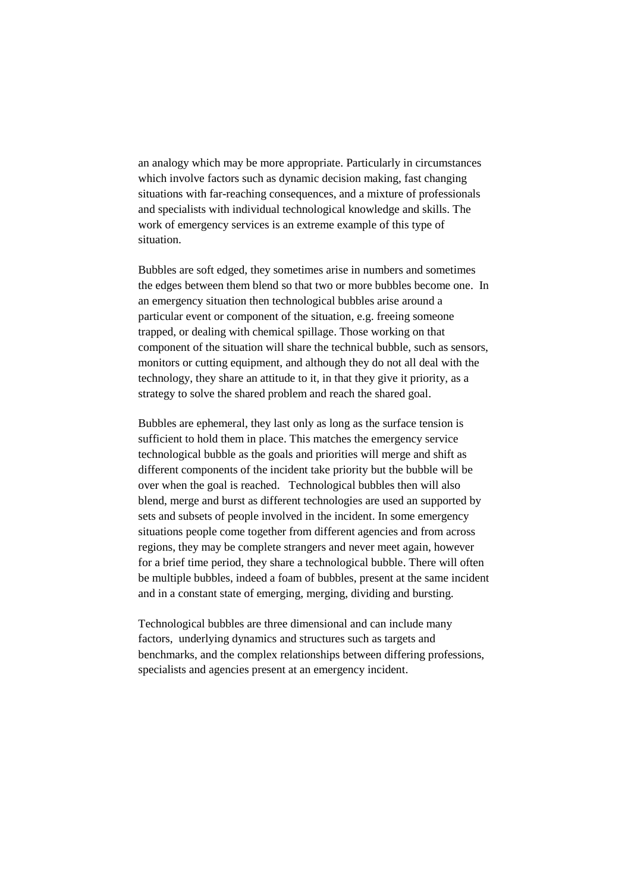an analogy which may be more appropriate. Particularly in circumstances which involve factors such as dynamic decision making, fast changing situations with far-reaching consequences, and a mixture of professionals and specialists with individual technological knowledge and skills. The work of emergency services is an extreme example of this type of situation.

Bubbles are soft edged, they sometimes arise in numbers and sometimes the edges between them blend so that two or more bubbles become one. In an emergency situation then technological bubbles arise around a particular event or component of the situation, e.g. freeing someone trapped, or dealing with chemical spillage. Those working on that component of the situation will share the technical bubble, such as sensors, monitors or cutting equipment, and although they do not all deal with the technology, they share an attitude to it, in that they give it priority, as a strategy to solve the shared problem and reach the shared goal.

Bubbles are ephemeral, they last only as long as the surface tension is sufficient to hold them in place. This matches the emergency service technological bubble as the goals and priorities will merge and shift as different components of the incident take priority but the bubble will be over when the goal is reached. Technological bubbles then will also blend, merge and burst as different technologies are used an supported by sets and subsets of people involved in the incident. In some emergency situations people come together from different agencies and from across regions, they may be complete strangers and never meet again, however for a brief time period, they share a technological bubble. There will often be multiple bubbles, indeed a foam of bubbles, present at the same incident and in a constant state of emerging, merging, dividing and bursting.

Technological bubbles are three dimensional and can include many factors, underlying dynamics and structures such as targets and benchmarks, and the complex relationships between differing professions, specialists and agencies present at an emergency incident.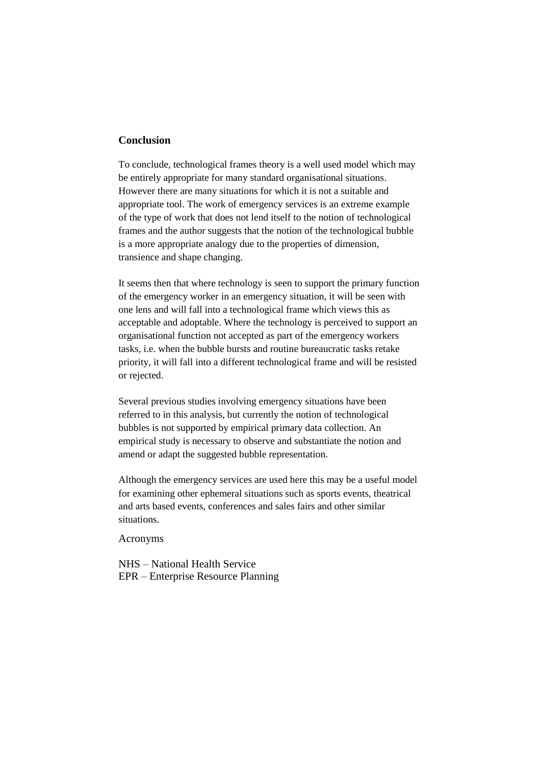## Conclusion

To conclude, technological frames theory is a well used model which may be entirely appropriate for many standard organisational situations. However there are many situations for which it is not a suitable and appropriate tool. The work of emergency services is an extreme example of the type of work that does not lend itself to the notion of technological frames and the author suggests that the notion of the technological bubble is a more appropriate analogy due to the properties of dimension, transience and shape changing.

It seems then that where technology is seen to support the primary function of the emergency worker in an emergency situation, it will be seen with one lens and will fall into a technological frame which views this as acceptable and adoptable. Where the technology is perceived to support an organisational function not accepted as part of the emergency workers tasks, i.e. when the bubble bursts and routine bureaucratic tasks retake priority, it will fall into a different technological frame and will be resisted or rejected.

Several previous studies involving emergency situations have been referred to in this analysis, but currently the notion of technological bubbles is not supported by empirical primary data collection. An empirical study is necessary to observe and substantiate the notion and amend or adapt the suggested bubble representation.

Although the emergency services are used here this may be a useful model for examining other ephemeral situations such as sports events, theatrical and arts based events, conferences and sales fairs and other similar situations.

Acronyms

NHS – National Health Service
EPR – Enterprise Resource Planning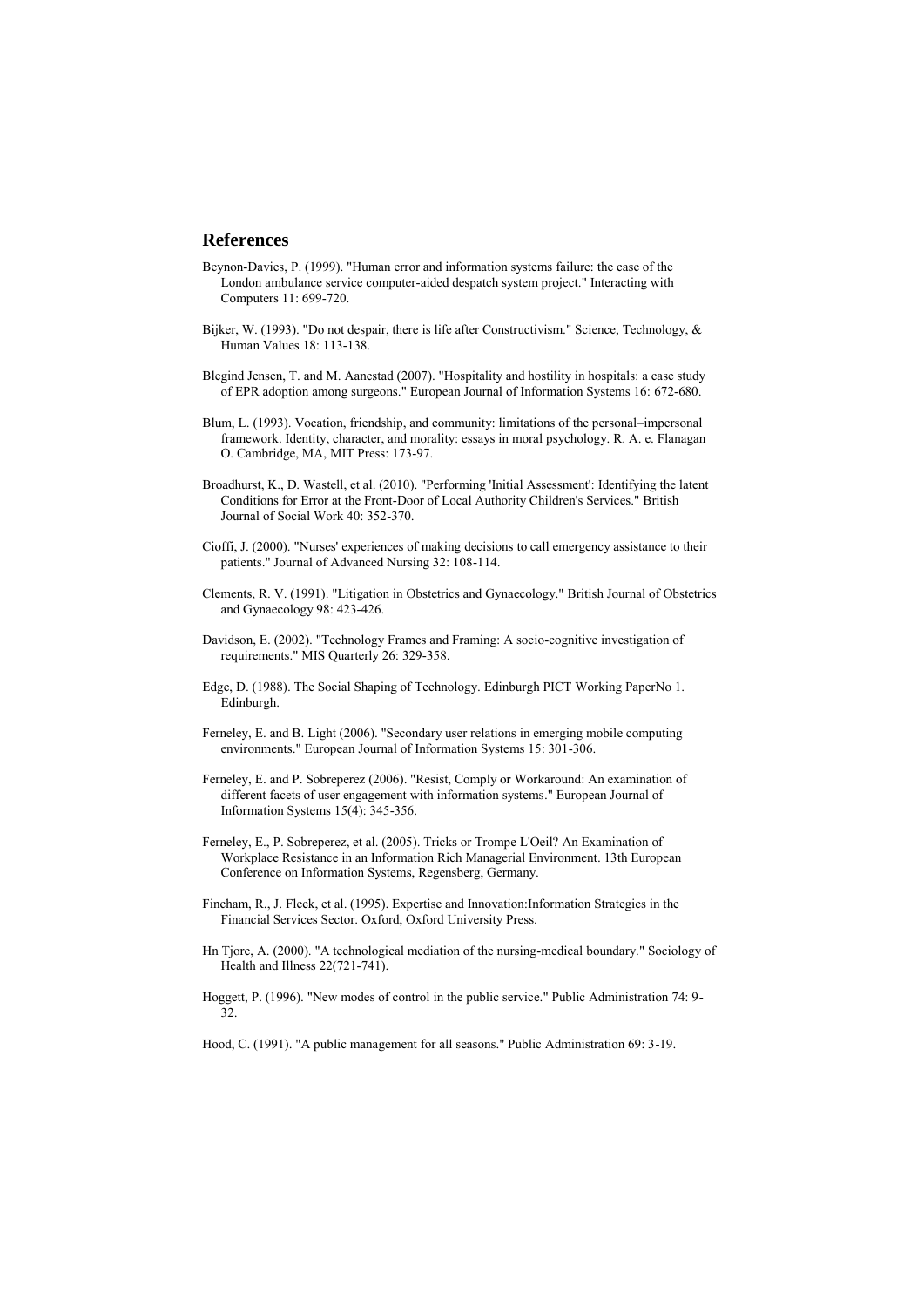## References

Beynon-Davies, P. (1999). "Human error and information systems failure: the case of the London ambulance service computer-aided despatch system project." Interacting with Computers 11: 699-720.

Bijker, W. (1993). "Do not despair, there is life after Constructivism." Science, Technology, & Human Values 18: 113-138.

Blegind Jensen, T. and M. Aanestad (2007). "Hospitality and hostility in hospitals: a case study of EPR adoption among surgeons." European Journal of Information Systems 16: 672-680.

Blum, L. (1993). Vocation, friendship, and community: limitations of the personal–impersonal framework. Identity, character, and morality: essays in moral psychology. R. A. e. Flanagan O. Cambridge, MA, MIT Press: 173-97.

Broadhurst, K., D. Wastell, et al. (2010). "Performing 'Initial Assessment': Identifying the latent Conditions for Error at the Front-Door of Local Authority Children's Services." British Journal of Social Work 40: 352-370.

Cioffi, J. (2000). "Nurses' experiences of making decisions to call emergency assistance to their patients." Journal of Advanced Nursing 32: 108-114.

Clements, R. V. (1991). "Litigation in Obstetrics and Gynaecology." British Journal of Obstetrics and Gynaecology 98: 423-426.

Davidson, E. (2002). "Technology Frames and Framing: A socio-cognitive investigation of requirements." MIS Quarterly 26: 329-358.

Edge, D. (1988). The Social Shaping of Technology. Edinburgh PICT Working PaperNo 1. Edinburgh.

Ferneley, E. and B. Light (2006). "Secondary user relations in emerging mobile computing environments." European Journal of Information Systems 15: 301-306.

Ferneley, E. and P. Sobreperez (2006). "Resist, Comply or Workaround: An examination of different facets of user engagement with information systems." European Journal of Information Systems 15(4): 345-356.

Ferneley, E., P. Sobreperez, et al. (2005). Tricks or Trompe L'Oeil? An Examination of Workplace Resistance in an Information Rich Managerial Environment. 13th European Conference on Information Systems, Regensberg, Germany.

Fincham, R., J. Fleck, et al. (1995). Expertise and Innovation:Information Strategies in the Financial Services Sector. Oxford, Oxford University Press.

Hn Tjore, A. (2000). "A technological mediation of the nursing-medical boundary." Sociology of Health and Illness 22(721-741).

Hoggett, P. (1996). "New modes of control in the public service." Public Administration 74: 9-32.

Hood, C. (1991). "A public management for all seasons." Public Administration 69: 3-19.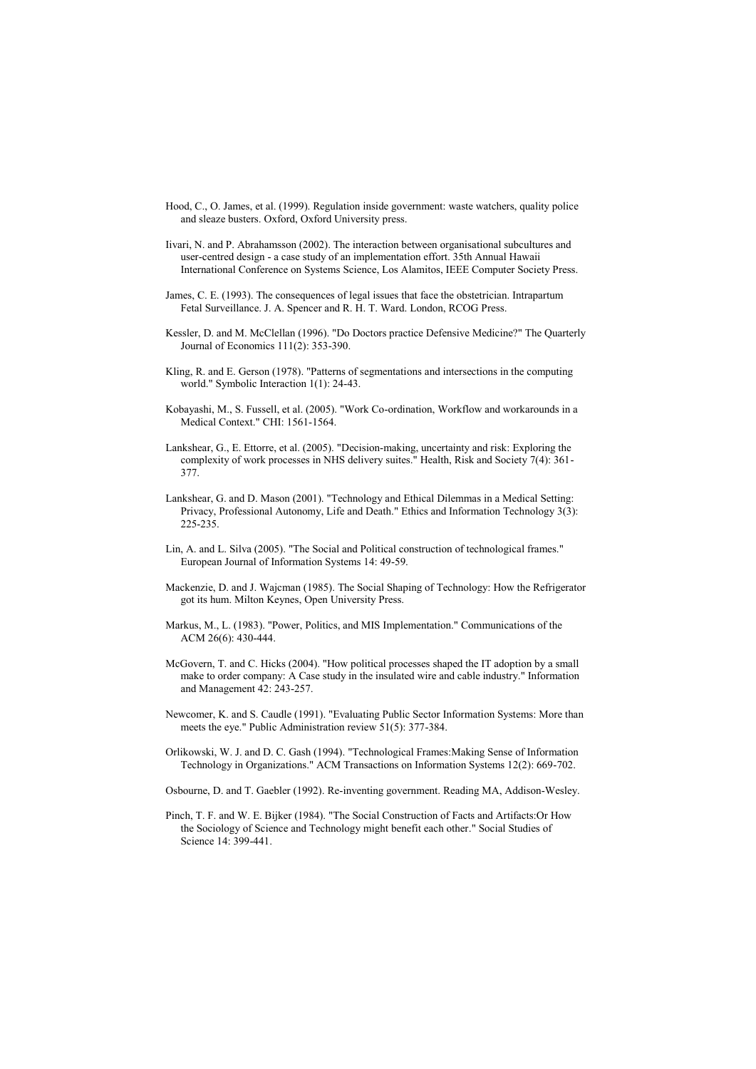Hood, C., O. James, et al. (1999). Regulation inside government: waste watchers, quality police and sleaze busters. Oxford, Oxford University press.

Iivari, N. and P. Abrahamsson (2002). The interaction between organisational subcultures and user-centred design - a case study of an implementation effort. 35th Annual Hawaii International Conference on Systems Science, Los Alamitos, IEEE Computer Society Press.

James, C. E. (1993). The consequences of legal issues that face the obstetrician. Intrapartum Fetal Surveillance. J. A. Spencer and R. H. T. Ward. London, RCOG Press.

Kessler, D. and M. McClellan (1996). "Do Doctors practice Defensive Medicine?" The Quarterly Journal of Economics 111(2): 353-390.

Kling, R. and E. Gerson (1978). "Patterns of segmentations and intersections in the computing world." Symbolic Interaction 1(1): 24-43.

Kobayashi, M., S. Fussell, et al. (2005). "Work Co-ordination, Workflow and workarounds in a Medical Context." CHI: 1561-1564.

Lankshear, G., E. Ettorre, et al. (2005). "Decision-making, uncertainty and risk: Exploring the complexity of work processes in NHS delivery suites." Health, Risk and Society 7(4): 361-377.

Lankshear, G. and D. Mason (2001). "Technology and Ethical Dilemmas in a Medical Setting: Privacy, Professional Autonomy, Life and Death." Ethics and Information Technology 3(3): 225-235.

Lin, A. and L. Silva (2005). "The Social and Political construction of technological frames." European Journal of Information Systems 14: 49-59.

Mackenzie, D. and J. Wajcman (1985). The Social Shaping of Technology: How the Refrigerator got its hum. Milton Keynes, Open University Press.

Markus, M., L. (1983). "Power, Politics, and MIS Implementation." Communications of the ACM 26(6): 430-444.

McGovern, T. and C. Hicks (2004). "How political processes shaped the IT adoption by a small make to order company: A Case study in the insulated wire and cable industry." Information and Management 42: 243-257.

Newcomer, K. and S. Caudle (1991). "Evaluating Public Sector Information Systems: More than meets the eye." Public Administration review 51(5): 377-384.

Orlikowski, W. J. and D. C. Gash (1994). "Technological Frames:Making Sense of Information Technology in Organizations." ACM Transactions on Information Systems 12(2): 669-702.

Osbourne, D. and T. Gaebler (1992). Re-inventing government. Reading MA, Addison-Wesley.

Pinch, T. F. and W. E. Bijker (1984). "The Social Construction of Facts and Artifacts:Or How the Sociology of Science and Technology might benefit each other." Social Studies of Science 14: 399-441.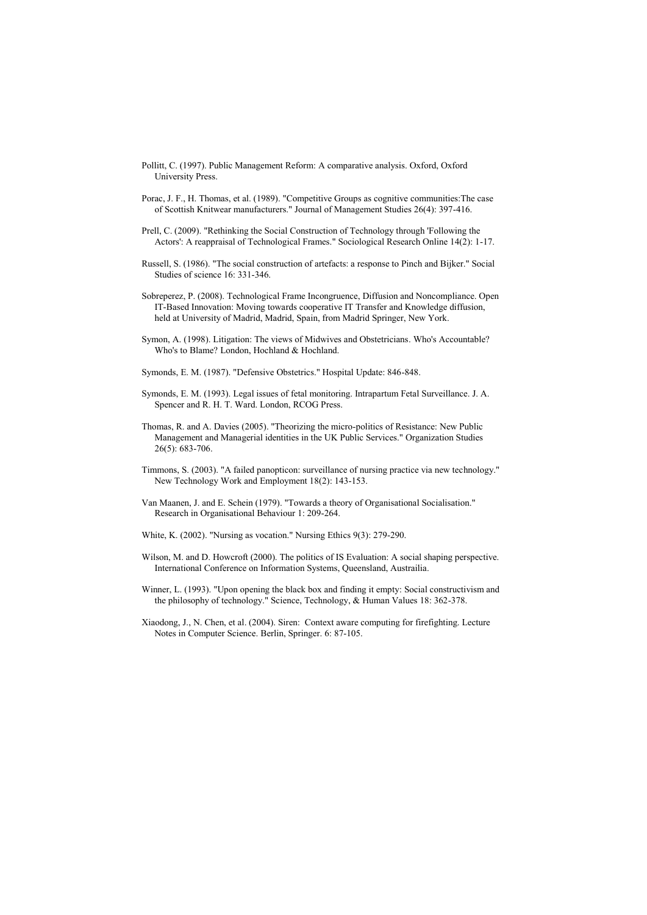Pollitt, C. (1997). Public Management Reform: A comparative analysis. Oxford, Oxford University Press.

Porac, J. F., H. Thomas, et al. (1989). "Competitive Groups as cognitive communities:The case of Scottish Knitwear manufacturers." Journal of Management Studies 26(4): 397-416.

Prell, C. (2009). "Rethinking the Social Construction of Technology through 'Following the Actors': A reappraisal of Technological Frames." Sociological Research Online 14(2): 1-17.

Russell, S. (1986). "The social construction of artefacts: a response to Pinch and Bijker." Social Studies of science 16: 331-346.

Sobreperez, P. (2008). Technological Frame Incongruence, Diffusion and Noncompliance. Open IT-Based Innovation: Moving towards cooperative IT Transfer and Knowledge diffusion, held at University of Madrid, Madrid, Spain, from Madrid Springer, New York.

Symon, A. (1998). Litigation: The views of Midwives and Obstetricians. Who's Accountable? Who's to Blame? London, Hochland & Hochland.

Symonds, E. M. (1987). "Defensive Obstetrics." Hospital Update: 846-848.

Symonds, E. M. (1993). Legal issues of fetal monitoring. Intrapartum Fetal Surveillance. J. A. Spencer and R. H. T. Ward. London, RCOG Press.

Thomas, R. and A. Davies (2005). "Theorizing the micro-politics of Resistance: New Public Management and Managerial identities in the UK Public Services." Organization Studies 26(5): 683-706.

Timmons, S. (2003). "A failed panopticon: surveillance of nursing practice via new technology." New Technology Work and Employment 18(2): 143-153.

Van Maanen, J. and E. Schein (1979). "Towards a theory of Organisational Socialisation." Research in Organisational Behaviour 1: 209-264.

White, K. (2002). "Nursing as vocation." Nursing Ethics 9(3): 279-290.

Wilson, M. and D. Howcroft (2000). The politics of IS Evaluation: A social shaping perspective. International Conference on Information Systems, Queensland, Austrailia.

Winner, L. (1993). "Upon opening the black box and finding it empty: Social constructivism and the philosophy of technology." Science, Technology, & Human Values 18: 362-378.

Xiaodong, J., N. Chen, et al. (2004). Siren: Context aware computing for firefighting. Lecture Notes in Computer Science. Berlin, Springer. 6: 87-105.